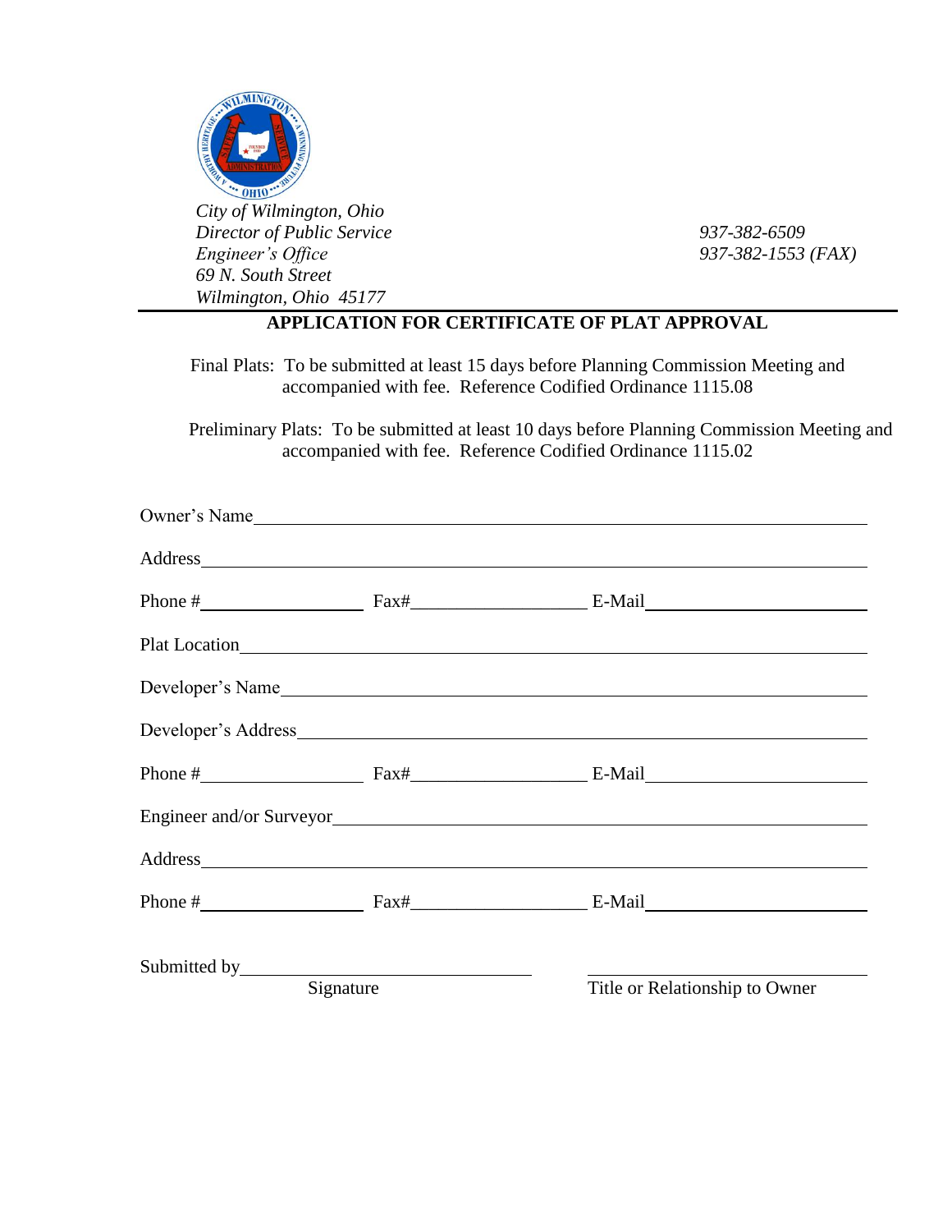*City of Wilmington, Ohio*
*Director of Public Service*
*Engineer's Office*
*69 N. South Street*
*Wilmington, Ohio 45177*

*937-382-6509*
*937-382-1553 (FAX)*

# APPLICATION FOR CERTIFICATE OF PLAT APPROVAL

Final Plats: To be submitted at least 15 days before Planning Commission Meeting and accompanied with fee. Reference Codified Ordinance 1115.08

Preliminary Plats: To be submitted at least 10 days before Planning Commission Meeting and accompanied with fee. Reference Codified Ordinance 1115.02

Owner's Name\_\_\_\_\_\_\_\_\_\_\_\_\_\_\_\_\_\_\_\_\_\_\_\_\_\_\_\_\_\_\_\_\_\_\_\_\_\_\_\_\_\_\_\_\_\_\_\_

Address\_\_\_\_\_\_\_\_\_\_\_\_\_\_\_\_\_\_\_\_\_\_\_\_\_\_\_\_\_\_\_\_\_\_\_\_\_\_\_\_\_\_\_\_\_\_\_\_\_\_\_\_

Phone #\_\_\_\_\_\_\_\_\_\_\_\_\_\_ Fax#\_\_\_\_\_\_\_\_\_\_\_\_\_\_ E-Mail\_\_\_\_\_\_\_\_\_\_\_\_\_\_\_\_\_\_

Plat Location\_\_\_\_\_\_\_\_\_\_\_\_\_\_\_\_\_\_\_\_\_\_\_\_\_\_\_\_\_\_\_\_\_\_\_\_\_\_\_\_\_\_\_\_\_\_\_\_\_

Developer's Name\_\_\_\_\_\_\_\_\_\_\_\_\_\_\_\_\_\_\_\_\_\_\_\_\_\_\_\_\_\_\_\_\_\_\_\_\_\_\_\_\_\_\_\_\_\_

Developer's Address\_\_\_\_\_\_\_\_\_\_\_\_\_\_\_\_\_\_\_\_\_\_\_\_\_\_\_\_\_\_\_\_\_\_\_\_\_\_\_\_\_\_\_\_

Phone #\_\_\_\_\_\_\_\_\_\_\_\_\_\_ Fax#\_\_\_\_\_\_\_\_\_\_\_\_\_\_ E-Mail\_\_\_\_\_\_\_\_\_\_\_\_\_\_\_\_\_\_

Engineer and/or Surveyor\_\_\_\_\_\_\_\_\_\_\_\_\_\_\_\_\_\_\_\_\_\_\_\_\_\_\_\_\_\_\_\_\_\_\_\_\_\_\_\_\_

Address\_\_\_\_\_\_\_\_\_\_\_\_\_\_\_\_\_\_\_\_\_\_\_\_\_\_\_\_\_\_\_\_\_\_\_\_\_\_\_\_\_\_\_\_\_\_\_\_\_\_\_\_

Phone #\_\_\_\_\_\_\_\_\_\_\_\_\_\_ Fax#\_\_\_\_\_\_\_\_\_\_\_\_\_\_ E-Mail\_\_\_\_\_\_\_\_\_\_\_\_\_\_\_\_\_\_

Submitted by\_\_\_\_\_\_\_\_\_\_\_\_\_\_\_\_\_\_\_\_\_\_\_\_\_\_ \_\_\_\_\_\_\_\_\_\_\_\_\_\_\_\_\_\_\_\_\_\_\_\_\_\_
Signature Title or Relationship to Owner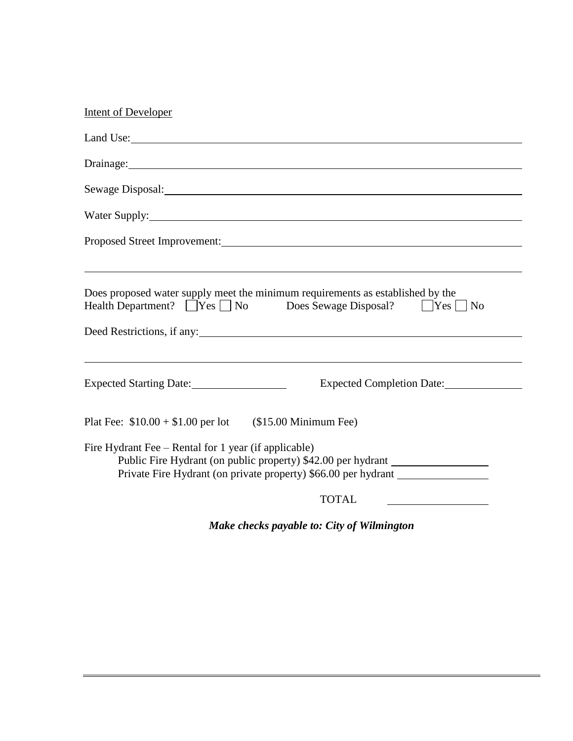Intent of Developer

Land Use: ______________________________________________________________

Drainage: ______________________________________________________________

Sewage Disposal: ________________________________________________________

Water Supply: __________________________________________________________

Proposed Street Improvement: _____________________________________________

______________________________________________________________________

Does proposed water supply meet the minimum requirements as established by the Health Department? ☐ Yes ☐ No Does Sewage Disposal? ☐ Yes ☐ No

Deed Restrictions, if any: _________________________________________________

______________________________________________________________________

Expected Starting Date: ________________ Expected Completion Date: ______________

Plat Fee: $10.00 + $1.00 per lot ($15.00 Minimum Fee)

Fire Hydrant Fee – Rental for 1 year (if applicable)

Public Fire Hydrant (on public property) $42.00 per hydrant ________________

Private Fire Hydrant (on private property) $66.00 per hydrant ________________

TOTAL ________________

***Make checks payable to: City of Wilmington***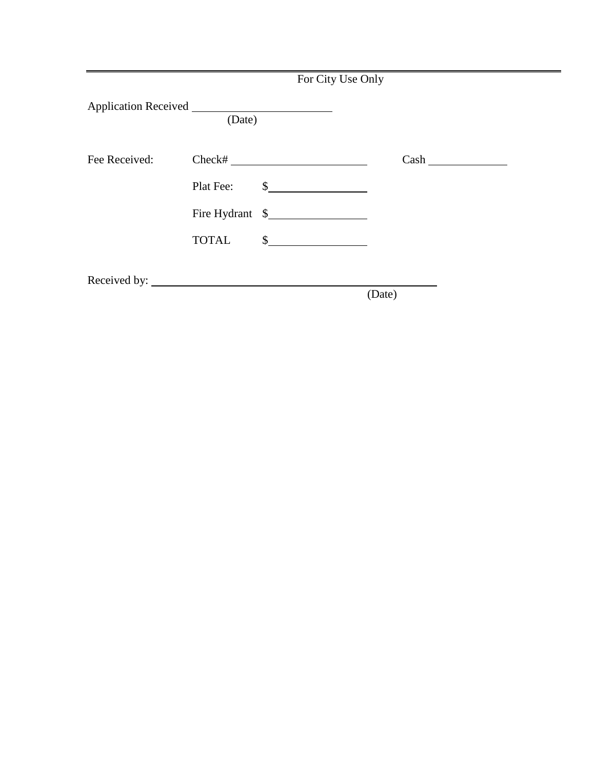For City Use Only

Application Received ______________________
(Date)

Fee Received: Check# ______________________ Cash _____________

Plat Fee: $_________________

Fire Hydrant $_________________

TOTAL $_________________

Received by: _______________________________________________
(Date)